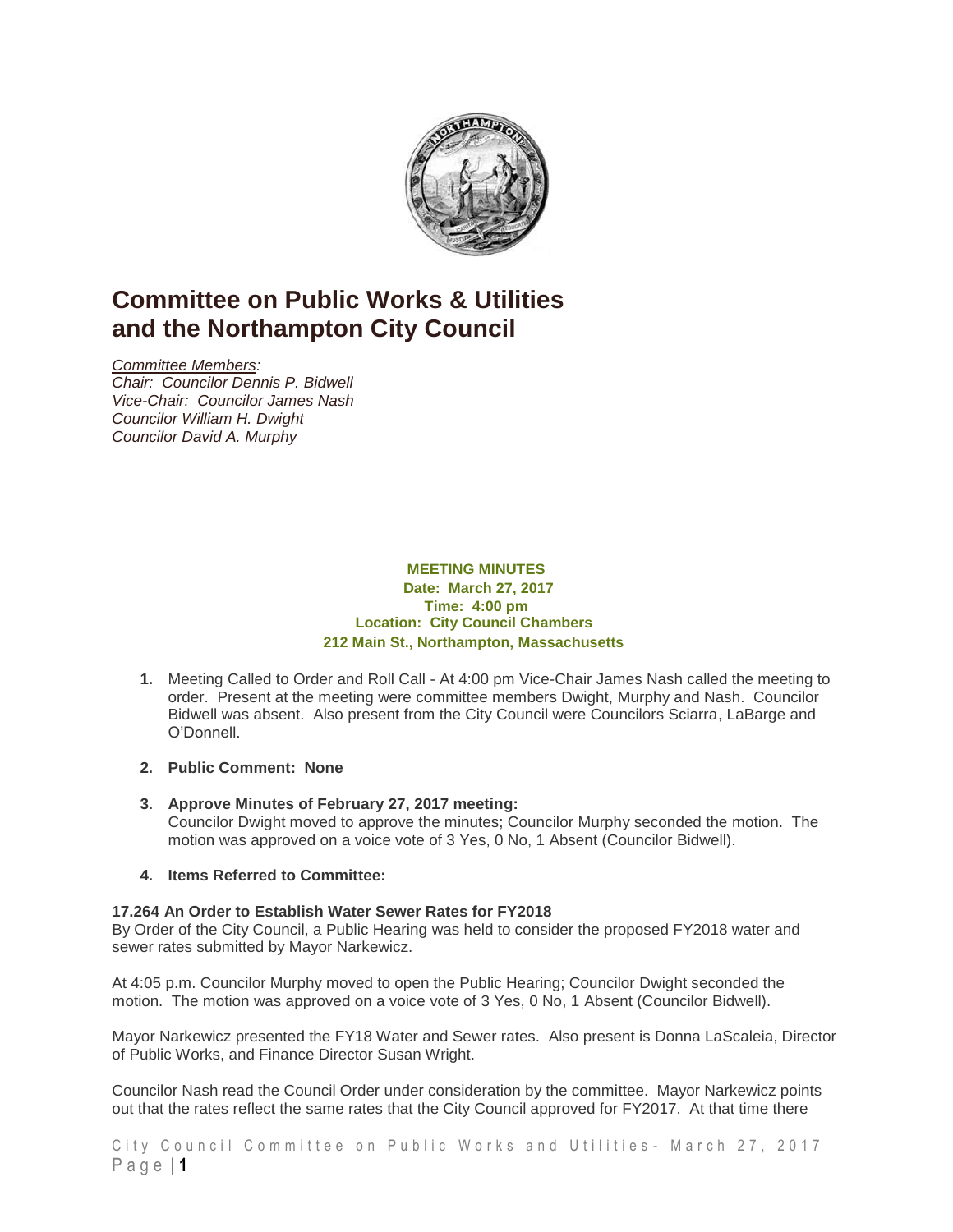# Committee on Public Works & Utilities and the Northampton City Council

*Committee Members:*
*Chair: Councilor Dennis P. Bidwell*
*Vice-Chair: Councilor James Nash*
*Councilor William H. Dwight*
*Councilor David A. Murphy*

**MEETING MINUTES**
**Date: March 27, 2017**
**Time: 4:00 pm**
**Location: City Council Chambers**
**212 Main St., Northampton, Massachusetts**

1. Meeting Called to Order and Roll Call - At 4:00 pm Vice-Chair James Nash called the meeting to order. Present at the meeting were committee members Dwight, Murphy and Nash. Councilor Bidwell was absent. Also present from the City Council were Councilors Sciarra, LaBarge and O'Donnell.

2. **Public Comment: None**

3. **Approve Minutes of February 27, 2017 meeting:**
   Councilor Dwight moved to approve the minutes; Councilor Murphy seconded the motion. The motion was approved on a voice vote of 3 Yes, 0 No, 1 Absent (Councilor Bidwell).

4. **Items Referred to Committee:**

**17.264 An Order to Establish Water Sewer Rates for FY2018**
By Order of the City Council, a Public Hearing was held to consider the proposed FY2018 water and sewer rates submitted by Mayor Narkewicz.

At 4:05 p.m. Councilor Murphy moved to open the Public Hearing; Councilor Dwight seconded the motion. The motion was approved on a voice vote of 3 Yes, 0 No, 1 Absent (Councilor Bidwell).

Mayor Narkewicz presented the FY18 Water and Sewer rates. Also present is Donna LaScaleia, Director of Public Works, and Finance Director Susan Wright.

Councilor Nash read the Council Order under consideration by the committee. Mayor Narkewicz points out that the rates reflect the same rates that the City Council approved for FY2017. At that time there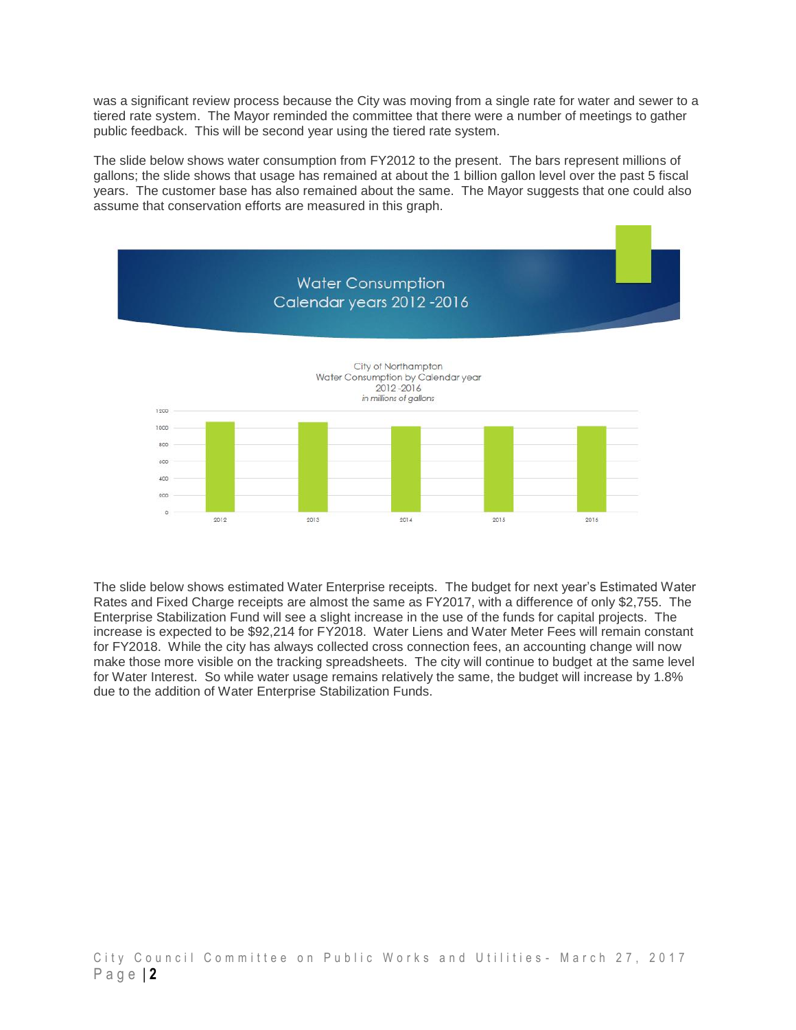was a significant review process because the City was moving from a single rate for water and sewer to a tiered rate system. The Mayor reminded the committee that there were a number of meetings to gather public feedback. This will be second year using the tiered rate system.

The slide below shows water consumption from FY2012 to the present. The bars represent millions of gallons; the slide shows that usage has remained at about the 1 billion gallon level over the past 5 fiscal years. The customer base has also remained about the same. The Mayor suggests that one could also assume that conservation efforts are measured in this graph.

Water Consumption
Calendar years 2012 -2016

City of Northampton
Water Consumption by Calendar year
2012 -2016
*in millions of gallons*

The slide below shows estimated Water Enterprise receipts. The budget for next year's Estimated Water Rates and Fixed Charge receipts are almost the same as FY2017, with a difference of only $2,755. The Enterprise Stabilization Fund will see a slight increase in the use of the funds for capital projects. The increase is expected to be $92,214 for FY2018. Water Liens and Water Meter Fees will remain constant for FY2018. While the city has always collected cross connection fees, an accounting change will now make those more visible on the tracking spreadsheets. The city will continue to budget at the same level for Water Interest. So while water usage remains relatively the same, the budget will increase by 1.8% due to the addition of Water Enterprise Stabilization Funds.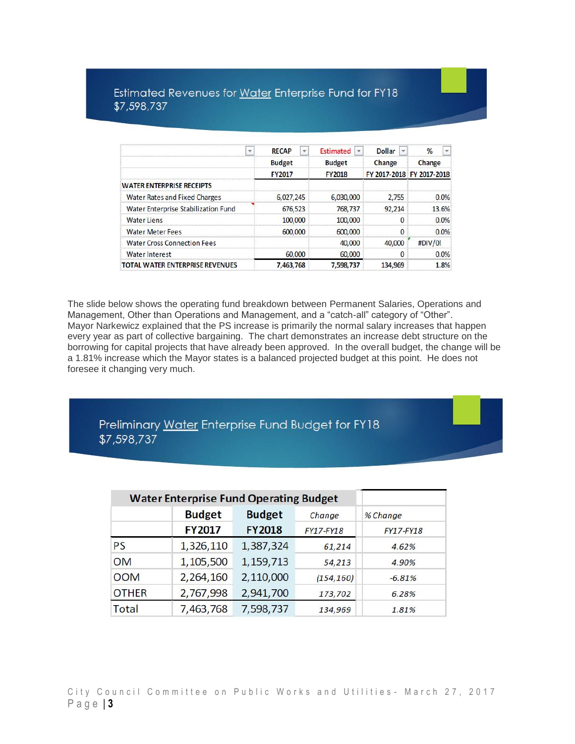## Estimated Revenues for Water Enterprise Fund for FY18 $7,598,737

| | RECAP Budget FY2017 | Estimated Budget FY2018 | Dollar Change FY 2017-2018 | % Change FY 2017-2018 |
|---|---|---|---|---|
| **WATER ENTERPRISE RECEIPTS** | | | | |
| Water Rates and Fixed Charges | 6,027,245 | 6,030,000 | 2,755 | 0.0% |
| Water Enterprise Stabilization Fund | 676,523 | 768,737 | 92,214 | 13.6% |
| Water Liens | 100,000 | 100,000 | 0 | 0.0% |
| Water Meter Fees | 600,000 | 600,000 | 0 | 0.0% |
| Water Cross Connection Fees | | 40,000 | 40,000 | #DIV/0! |
| Water Interest | 60,000 | 60,000 | 0 | 0.0% |
| **TOTAL WATER ENTERPRISE REVENUES** | 7,463,768 | 7,598,737 | 134,969 | 1.8% |

The slide below shows the operating fund breakdown between Permanent Salaries, Operations and Management, Other than Operations and Management, and a "catch-all" category of "Other". Mayor Narkewicz explained that the PS increase is primarily the normal salary increases that happen every year as part of collective bargaining. The chart demonstrates an increase debt structure on the borrowing for capital projects that have already been approved. In the overall budget, the change will be a 1.81% increase which the Mayor states is a balanced projected budget at this point. He does not foresee it changing very much.

## Preliminary Water Enterprise Fund Budget for FY18 $7,598,737

**Water Enterprise Fund Operating Budget**

| | Budget FY2017 | Budget FY2018 | *Change FY17-FY18* | *% Change FY17-FY18* |
|---|---|---|---|---|
| PS | 1,326,110 | 1,387,324 | *61,214* | *4.62%* |
| OM | 1,105,500 | 1,159,713 | *54,213* | *4.90%* |
| OOM | 2,264,160 | 2,110,000 | *(154,160)* | *-6.81%* |
| OTHER | 2,767,998 | 2,941,700 | *173,702* | *6.28%* |
| Total | 7,463,768 | 7,598,737 | *134,969* | *1.81%* |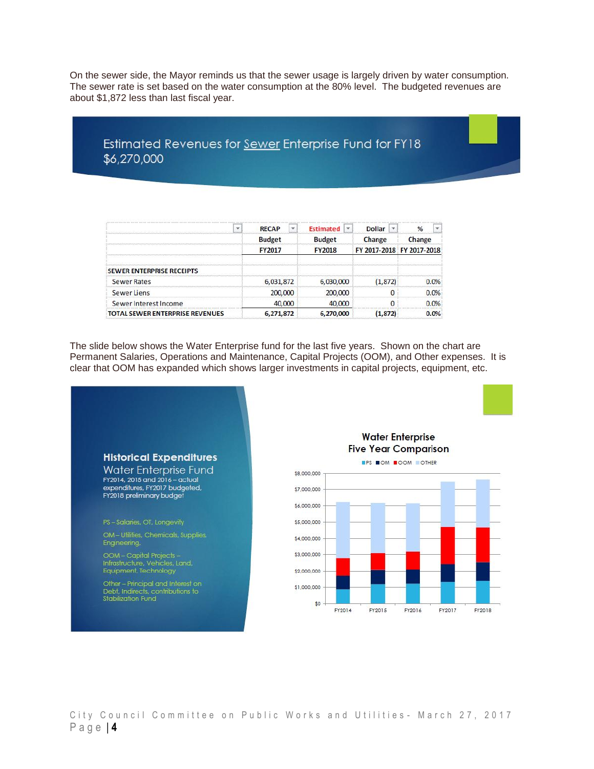On the sewer side, the Mayor reminds us that the sewer usage is largely driven by water consumption. The sewer rate is set based on the water consumption at the 80% level. The budgeted revenues are about $1,872 less than last fiscal year.

## Estimated Revenues for Sewer Enterprise Fund for FY18
## $6,270,000

| | RECAP Budget FY2017 | Estimated Budget FY2018 | Dollar Change FY 2017-2018 | % Change FY 2017-2018 |
|---|---|---|---|---|
| **SEWER ENTERPRISE RECEIPTS** | | | | |
| Sewer Rates | 6,031,872 | 6,030,000 | (1,872) | 0.0% |
| Sewer Liens | 200,000 | 200,000 | 0 | 0.0% |
| Sewer Interest Income | 40,000 | 40,000 | 0 | 0.0% |
| **TOTAL SEWER ENTERPRISE REVENUES** | **6,271,872** | **6,270,000** | **(1,872)** | **0.0%** |

The slide below shows the Water Enterprise fund for the last five years. Shown on the chart are Permanent Salaries, Operations and Maintenance, Capital Projects (OOM), and Other expenses. It is clear that OOM has expanded which shows larger investments in capital projects, equipment, etc.

### Historical Expenditures
### Water Enterprise Fund

FY2014, 2015 and 2016 – actual expenditures, FY2017 budgeted, FY2018 preliminary budget

PS – Salaries, OT, Longevity

OM – Utilities, Chemicals, Supplies, Engineering,

OOM – Capital Projects – Infrastructure, Vehicles, Land, Equipment, Technology

Other – Principal and Interest on Debt, Indirects, contributions to Stabilization Fund

**Water Enterprise Five Year Comparison**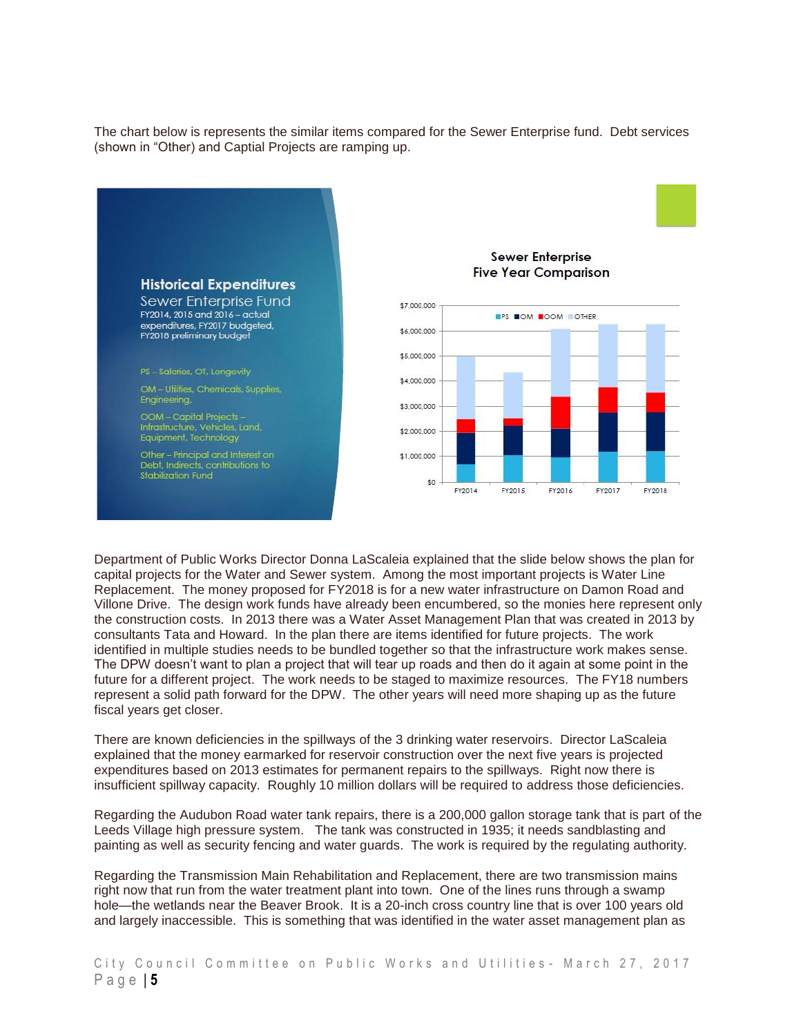The chart below is represents the similar items compared for the Sewer Enterprise fund. Debt services (shown in "Other) and Captial Projects are ramping up.

**Historical Expenditures**

Sewer Enterprise Fund

FY2014, 2015 and 2016 – actual expenditures, FY2017 budgeted, FY2018 preliminary budget

PS – Salaries, OT, Longevity

OM – Utilities, Chemicals, Supplies, Engineering,

OOM – Capital Projects – Infrastructure, Vehicles, Land, Equipment, Technology

Other – Principal and Interest on Debt, Indirects, contributions to Stabilization Fund

**Sewer Enterprise Five Year Comparison**

Department of Public Works Director Donna LaScaleia explained that the slide below shows the plan for capital projects for the Water and Sewer system. Among the most important projects is Water Line Replacement. The money proposed for FY2018 is for a new water infrastructure on Damon Road and Villone Drive. The design work funds have already been encumbered, so the monies here represent only the construction costs. In 2013 there was a Water Asset Management Plan that was created in 2013 by consultants Tata and Howard. In the plan there are items identified for future projects. The work identified in multiple studies needs to be bundled together so that the infrastructure work makes sense. The DPW doesn't want to plan a project that will tear up roads and then do it again at some point in the future for a different project. The work needs to be staged to maximize resources. The FY18 numbers represent a solid path forward for the DPW. The other years will need more shaping up as the future fiscal years get closer.

There are known deficiencies in the spillways of the 3 drinking water reservoirs. Director LaScaleia explained that the money earmarked for reservoir construction over the next five years is projected expenditures based on 2013 estimates for permanent repairs to the spillways. Right now there is insufficient spillway capacity. Roughly 10 million dollars will be required to address those deficiencies.

Regarding the Audubon Road water tank repairs, there is a 200,000 gallon storage tank that is part of the Leeds Village high pressure system. The tank was constructed in 1935; it needs sandblasting and painting as well as security fencing and water guards. The work is required by the regulating authority.

Regarding the Transmission Main Rehabilitation and Replacement, there are two transmission mains right now that run from the water treatment plant into town. One of the lines runs through a swamp hole—the wetlands near the Beaver Brook. It is a 20-inch cross country line that is over 100 years old and largely inaccessible. This is something that was identified in the water asset management plan as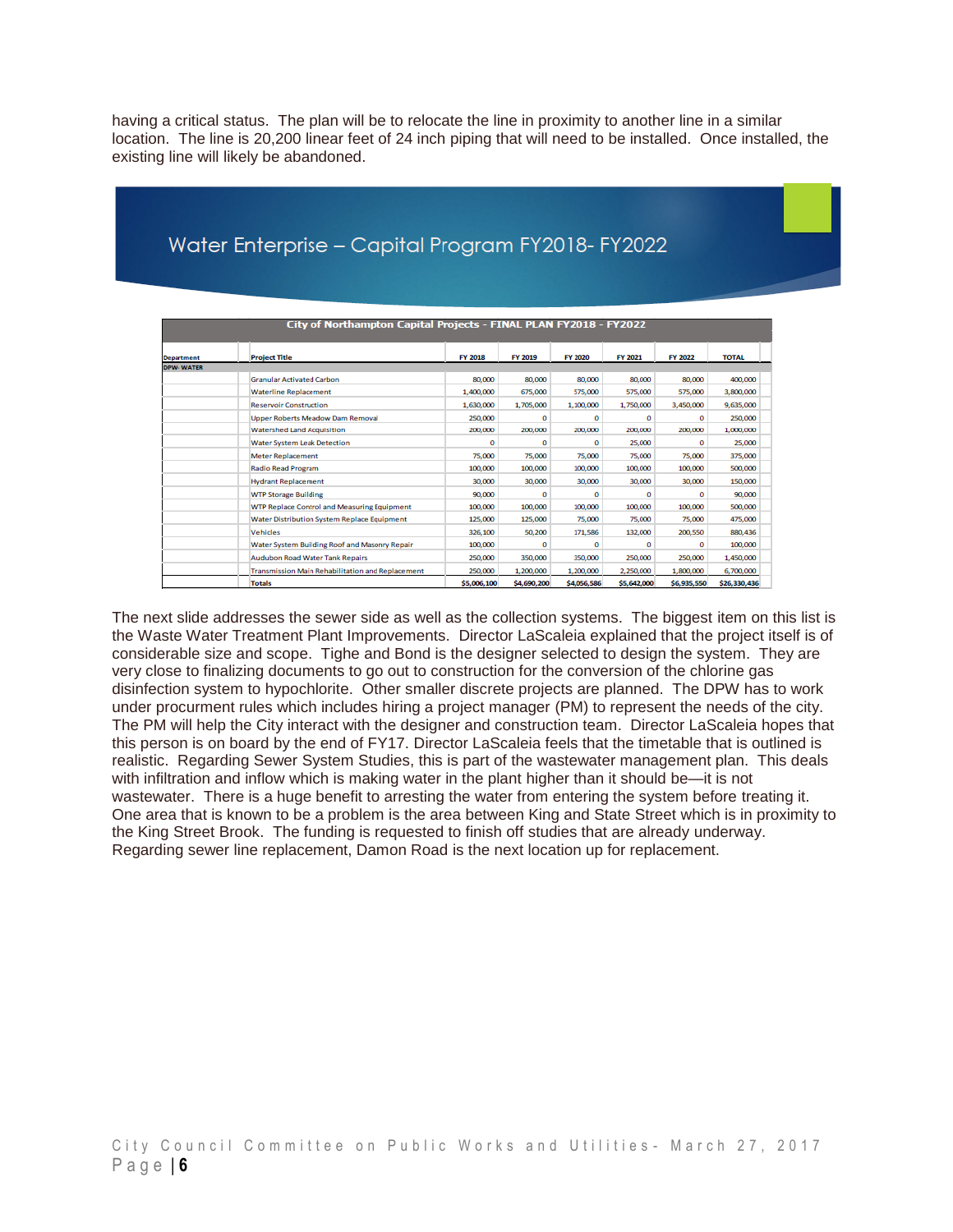having a critical status. The plan will be to relocate the line in proximity to another line in a similar location. The line is 20,200 linear feet of 24 inch piping that will need to be installed. Once installed, the existing line will likely be abandoned.

## Water Enterprise – Capital Program FY2018- FY2022

**City of Northampton Capital Projects - FINAL PLAN FY2018 - FY2022**

| Department | Project Title | FY 2018 | FY 2019 | FY 2020 | FY 2021 | FY 2022 | TOTAL |
|---|---|---|---|---|---|---|---|
| DPW- WATER | | | | | | | |
| | Granular Activated Carbon | 80,000 | 80,000 | 80,000 | 80,000 | 80,000 | 400,000 |
| | Waterline Replacement | 1,400,000 | 675,000 | 575,000 | 575,000 | 575,000 | 3,800,000 |
| | Reservoir Construction | 1,630,000 | 1,705,000 | 1,100,000 | 1,750,000 | 3,450,000 | 9,635,000 |
| | Upper Roberts Meadow Dam Removal | 250,000 | 0 | 0 | 0 | 0 | 250,000 |
| | Watershed Land Acquisition | 200,000 | 200,000 | 200,000 | 200,000 | 200,000 | 1,000,000 |
| | Water System Leak Detection | 0 | 0 | 0 | 25,000 | 0 | 25,000 |
| | Meter Replacement | 75,000 | 75,000 | 75,000 | 75,000 | 75,000 | 375,000 |
| | Radio Read Program | 100,000 | 100,000 | 100,000 | 100,000 | 100,000 | 500,000 |
| | Hydrant Replacement | 30,000 | 30,000 | 30,000 | 30,000 | 30,000 | 150,000 |
| | WTP Storage Building | 90,000 | 0 | 0 | 0 | 0 | 90,000 |
| | WTP Replace Control and Measuring Equipment | 100,000 | 100,000 | 100,000 | 100,000 | 100,000 | 500,000 |
| | Water Distribution System Replace Equipment | 125,000 | 125,000 | 75,000 | 75,000 | 75,000 | 475,000 |
| | Vehicles | 326,100 | 50,200 | 171,586 | 132,000 | 200,550 | 880,436 |
| | Water System Building Roof and Masonry Repair | 100,000 | 0 | 0 | 0 | 0 | 100,000 |
| | Audubon Road Water Tank Repairs | 250,000 | 350,000 | 350,000 | 250,000 | 250,000 | 1,450,000 |
| | Transmission Main Rehabilitation and Replacement | 250,000 | 1,200,000 | 1,200,000 | 2,250,000 | 1,800,000 | 6,700,000 |
| | **Totals** | **$5,006,100** | **$4,690,200** | **$4,056,586** | **$5,642,000** | **$6,935,550** | **$26,330,436** |

The next slide addresses the sewer side as well as the collection systems. The biggest item on this list is the Waste Water Treatment Plant Improvements. Director LaScaleia explained that the project itself is of considerable size and scope. Tighe and Bond is the designer selected to design the system. They are very close to finalizing documents to go out to construction for the conversion of the chlorine gas disinfection system to hypochlorite. Other smaller discrete projects are planned. The DPW has to work under procurment rules which includes hiring a project manager (PM) to represent the needs of the city. The PM will help the City interact with the designer and construction team. Director LaScaleia hopes that this person is on board by the end of FY17. Director LaScaleia feels that the timetable that is outlined is realistic. Regarding Sewer System Studies, this is part of the wastewater management plan. This deals with infiltration and inflow which is making water in the plant higher than it should be—it is not wastewater. There is a huge benefit to arresting the water from entering the system before treating it. One area that is known to be a problem is the area between King and State Street which is in proximity to the King Street Brook. The funding is requested to finish off studies that are already underway. Regarding sewer line replacement, Damon Road is the next location up for replacement.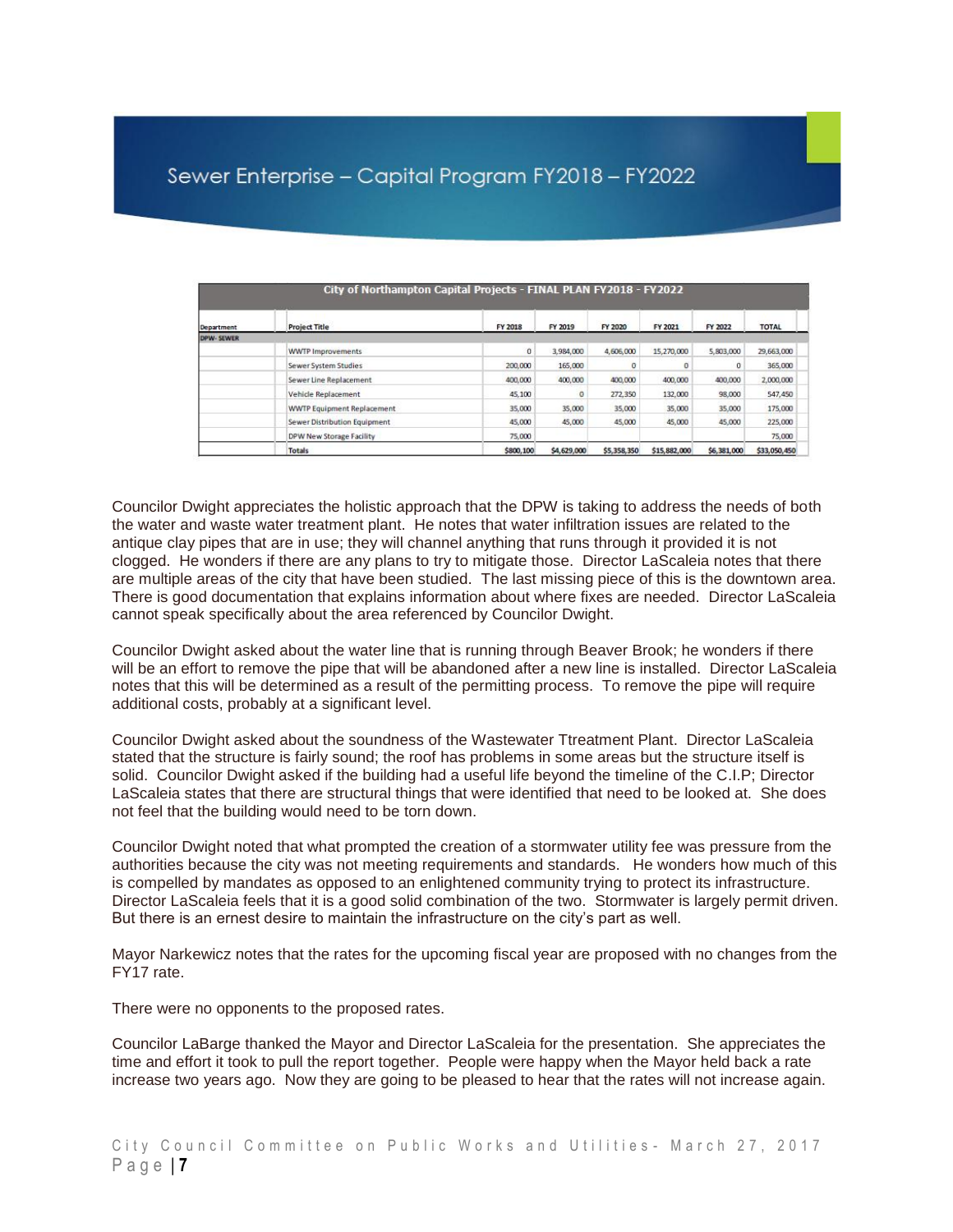## Sewer Enterprise – Capital Program FY2018 – FY2022

| City of Northampton Capital Projects - FINAL PLAN FY2018 - FY2022 | | | | | | | |
|---|---|---|---|---|---|---|---|
| Department | Project Title | FY 2018 | FY 2019 | FY 2020 | FY 2021 | FY 2022 | TOTAL |
| DPW- SEWER | | | | | | | |
| | WWTP Improvements | 0 | 3,984,000 | 4,606,000 | 15,270,000 | 5,803,000 | 29,663,000 |
| | Sewer System Studies | 200,000 | 165,000 | 0 | 0 | 0 | 365,000 |
| | Sewer Line Replacement | 400,000 | 400,000 | 400,000 | 400,000 | 400,000 | 2,000,000 |
| | Vehicle Replacement | 45,100 | 0 | 272,350 | 132,000 | 98,000 | 547,450 |
| | WWTP Equipment Replacement | 35,000 | 35,000 | 35,000 | 35,000 | 35,000 | 175,000 |
| | Sewer Distribution Equipment | 45,000 | 45,000 | 45,000 | 45,000 | 45,000 | 225,000 |
| | DPW New Storage Facility | 75,000 | | | | | 75,000 |
| | Totals | $800,100 | $4,629,000 | $5,358,350 | $15,882,000 | $6,381,000 | $33,050,450 |

Councilor Dwight appreciates the holistic approach that the DPW is taking to address the needs of both the water and waste water treatment plant. He notes that water infiltration issues are related to the antique clay pipes that are in use; they will channel anything that runs through it provided it is not clogged. He wonders if there are any plans to try to mitigate those. Director LaScaleia notes that there are multiple areas of the city that have been studied. The last missing piece of this is the downtown area. There is good documentation that explains information about where fixes are needed. Director LaScaleia cannot speak specifically about the area referenced by Councilor Dwight.

Councilor Dwight asked about the water line that is running through Beaver Brook; he wonders if there will be an effort to remove the pipe that will be abandoned after a new line is installed. Director LaScaleia notes that this will be determined as a result of the permitting process. To remove the pipe will require additional costs, probably at a significant level.

Councilor Dwight asked about the soundness of the Wastewater Ttreatment Plant. Director LaScaleia stated that the structure is fairly sound; the roof has problems in some areas but the structure itself is solid. Councilor Dwight asked if the building had a useful life beyond the timeline of the C.I.P; Director LaScaleia states that there are structural things that were identified that need to be looked at. She does not feel that the building would need to be torn down.

Councilor Dwight noted that what prompted the creation of a stormwater utility fee was pressure from the authorities because the city was not meeting requirements and standards. He wonders how much of this is compelled by mandates as opposed to an enlightened community trying to protect its infrastructure. Director LaScaleia feels that it is a good solid combination of the two. Stormwater is largely permit driven. But there is an ernest desire to maintain the infrastructure on the city's part as well.

Mayor Narkewicz notes that the rates for the upcoming fiscal year are proposed with no changes from the FY17 rate.

There were no opponents to the proposed rates.

Councilor LaBarge thanked the Mayor and Director LaScaleia for the presentation. She appreciates the time and effort it took to pull the report together. People were happy when the Mayor held back a rate increase two years ago. Now they are going to be pleased to hear that the rates will not increase again.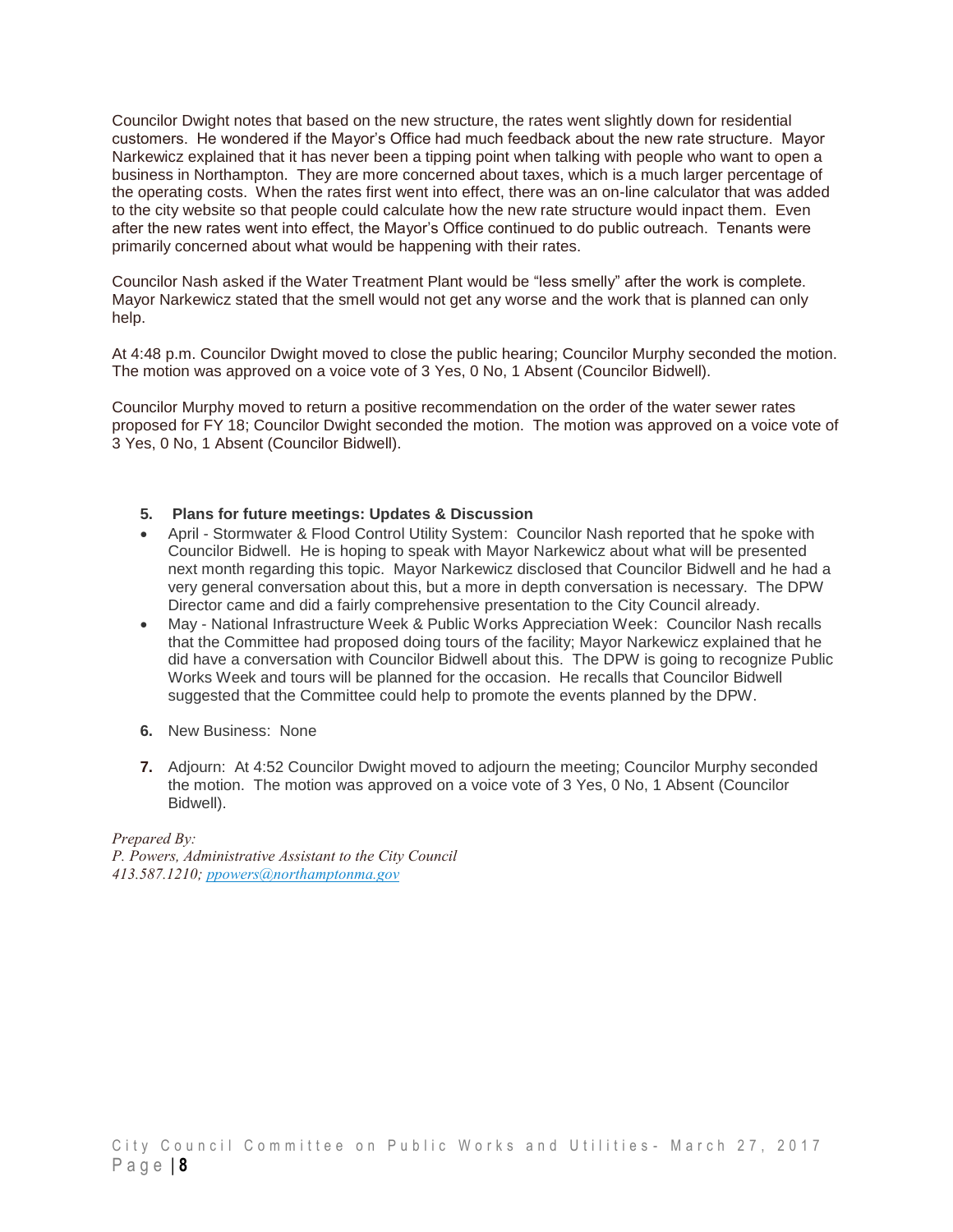Councilor Dwight notes that based on the new structure, the rates went slightly down for residential customers. He wondered if the Mayor's Office had much feedback about the new rate structure. Mayor Narkewicz explained that it has never been a tipping point when talking with people who want to open a business in Northampton. They are more concerned about taxes, which is a much larger percentage of the operating costs. When the rates first went into effect, there was an on-line calculator that was added to the city website so that people could calculate how the new rate structure would inpact them. Even after the new rates went into effect, the Mayor's Office continued to do public outreach. Tenants were primarily concerned about what would be happening with their rates.

Councilor Nash asked if the Water Treatment Plant would be "less smelly" after the work is complete. Mayor Narkewicz stated that the smell would not get any worse and the work that is planned can only help.

At 4:48 p.m. Councilor Dwight moved to close the public hearing; Councilor Murphy seconded the motion. The motion was approved on a voice vote of 3 Yes, 0 No, 1 Absent (Councilor Bidwell).

Councilor Murphy moved to return a positive recommendation on the order of the water sewer rates proposed for FY 18; Councilor Dwight seconded the motion. The motion was approved on a voice vote of 3 Yes, 0 No, 1 Absent (Councilor Bidwell).

**5. Plans for future meetings: Updates & Discussion**

- April - Stormwater & Flood Control Utility System: Councilor Nash reported that he spoke with Councilor Bidwell. He is hoping to speak with Mayor Narkewicz about what will be presented next month regarding this topic. Mayor Narkewicz disclosed that Councilor Bidwell and he had a very general conversation about this, but a more in depth conversation is necessary. The DPW Director came and did a fairly comprehensive presentation to the City Council already.
- May - National Infrastructure Week & Public Works Appreciation Week: Councilor Nash recalls that the Committee had proposed doing tours of the facility; Mayor Narkewicz explained that he did have a conversation with Councilor Bidwell about this. The DPW is going to recognize Public Works Week and tours will be planned for the occasion. He recalls that Councilor Bidwell suggested that the Committee could help to promote the events planned by the DPW.

**6.** New Business: None

**7.** Adjourn: At 4:52 Councilor Dwight moved to adjourn the meeting; Councilor Murphy seconded the motion. The motion was approved on a voice vote of 3 Yes, 0 No, 1 Absent (Councilor Bidwell).

*Prepared By:*
*P. Powers, Administrative Assistant to the City Council*
*413.587.1210; ppowers@northamptonma.gov*